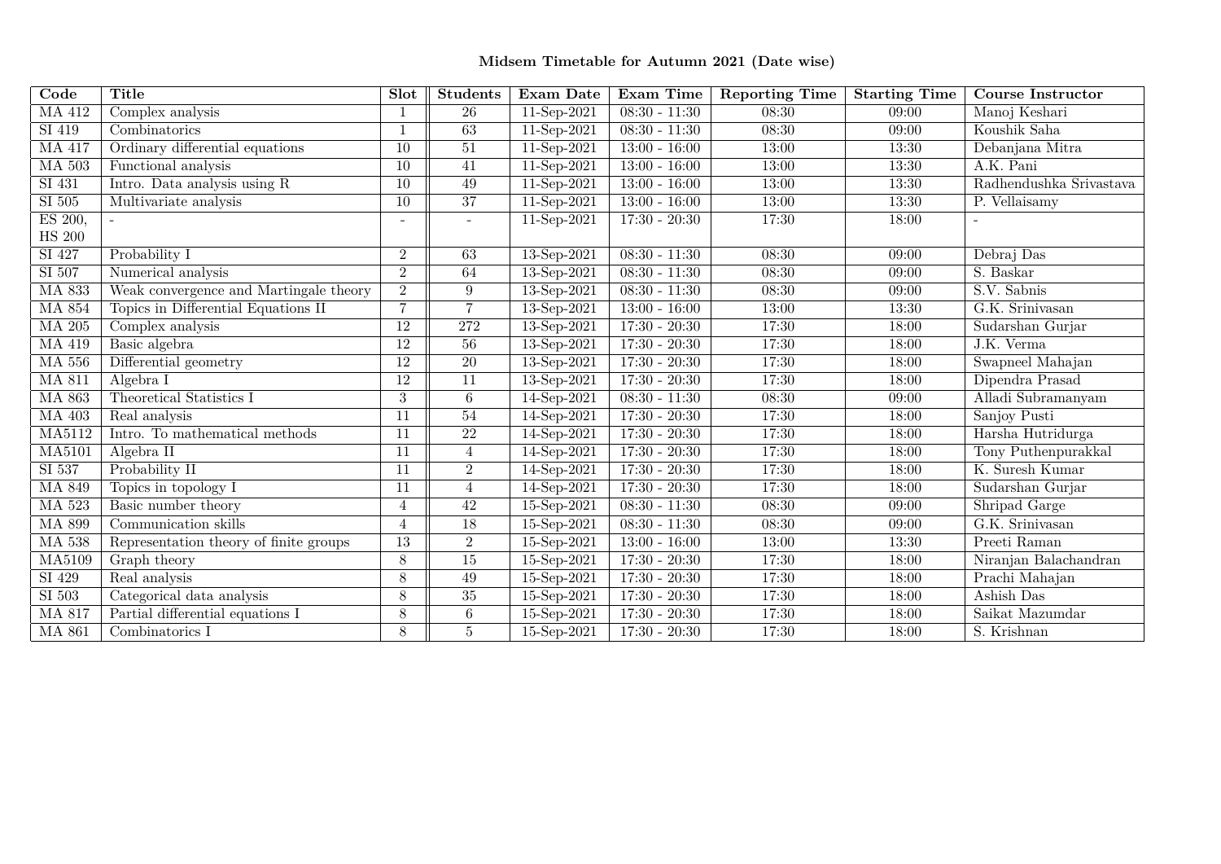**Midsem Timetable for Autumn 2021 (Date wise)**

| Code | Title | Slot | Students | Exam Date | Exam Time | Reporting Time | Starting Time | Course Instructor |
|---|---|---|---|---|---|---|---|---|
| MA 412 | Complex analysis | 1 | 26 | 11-Sep-2021 | 08:30 - 11:30 | 08:30 | 09:00 | Manoj Keshari |
| SI 419 | Combinatorics | 1 | 63 | 11-Sep-2021 | 08:30 - 11:30 | 08:30 | 09:00 | Koushik Saha |
| MA 417 | Ordinary differential equations | 10 | 51 | 11-Sep-2021 | 13:00 - 16:00 | 13:00 | 13:30 | Debanjana Mitra |
| MA 503 | Functional analysis | 10 | 41 | 11-Sep-2021 | 13:00 - 16:00 | 13:00 | 13:30 | A.K. Pani |
| SI 431 | Intro. Data analysis using R | 10 | 49 | 11-Sep-2021 | 13:00 - 16:00 | 13:00 | 13:30 | Radhendushka Srivastava |
| SI 505 | Multivariate analysis | 10 | 37 | 11-Sep-2021 | 13:00 - 16:00 | 13:00 | 13:30 | P. Vellaisamy |
| ES 200, HS 200 | - | - | - | 11-Sep-2021 | 17:30 - 20:30 | 17:30 | 18:00 | - |
| SI 427 | Probability I | 2 | 63 | 13-Sep-2021 | 08:30 - 11:30 | 08:30 | 09:00 | Debraj Das |
| SI 507 | Numerical analysis | 2 | 64 | 13-Sep-2021 | 08:30 - 11:30 | 08:30 | 09:00 | S. Baskar |
| MA 833 | Weak convergence and Martingale theory | 2 | 9 | 13-Sep-2021 | 08:30 - 11:30 | 08:30 | 09:00 | S.V. Sabnis |
| MA 854 | Topics in Differential Equations II | 7 | 7 | 13-Sep-2021 | 13:00 - 16:00 | 13:00 | 13:30 | G.K. Srinivasan |
| MA 205 | Complex analysis | 12 | 272 | 13-Sep-2021 | 17:30 - 20:30 | 17:30 | 18:00 | Sudarshan Gurjar |
| MA 419 | Basic algebra | 12 | 56 | 13-Sep-2021 | 17:30 - 20:30 | 17:30 | 18:00 | J.K. Verma |
| MA 556 | Differential geometry | 12 | 20 | 13-Sep-2021 | 17:30 - 20:30 | 17:30 | 18:00 | Swapneel Mahajan |
| MA 811 | Algebra I | 12 | 11 | 13-Sep-2021 | 17:30 - 20:30 | 17:30 | 18:00 | Dipendra Prasad |
| MA 863 | Theoretical Statistics I | 3 | 6 | 14-Sep-2021 | 08:30 - 11:30 | 08:30 | 09:00 | Alladi Subramanyam |
| MA 403 | Real analysis | 11 | 54 | 14-Sep-2021 | 17:30 - 20:30 | 17:30 | 18:00 | Sanjoy Pusti |
| MA5112 | Intro. To mathematical methods | 11 | 22 | 14-Sep-2021 | 17:30 - 20:30 | 17:30 | 18:00 | Harsha Hutridurga |
| MA5101 | Algebra II | 11 | 4 | 14-Sep-2021 | 17:30 - 20:30 | 17:30 | 18:00 | Tony Puthenpurakkal |
| SI 537 | Probability II | 11 | 2 | 14-Sep-2021 | 17:30 - 20:30 | 17:30 | 18:00 | K. Suresh Kumar |
| MA 849 | Topics in topology I | 11 | 4 | 14-Sep-2021 | 17:30 - 20:30 | 17:30 | 18:00 | Sudarshan Gurjar |
| MA 523 | Basic number theory | 4 | 42 | 15-Sep-2021 | 08:30 - 11:30 | 08:30 | 09:00 | Shripad Garge |
| MA 899 | Communication skills | 4 | 18 | 15-Sep-2021 | 08:30 - 11:30 | 08:30 | 09:00 | G.K. Srinivasan |
| MA 538 | Representation theory of finite groups | 13 | 2 | 15-Sep-2021 | 13:00 - 16:00 | 13:00 | 13:30 | Preeti Raman |
| MA5109 | Graph theory | 8 | 15 | 15-Sep-2021 | 17:30 - 20:30 | 17:30 | 18:00 | Niranjan Balachandran |
| SI 429 | Real analysis | 8 | 49 | 15-Sep-2021 | 17:30 - 20:30 | 17:30 | 18:00 | Prachi Mahajan |
| SI 503 | Categorical data analysis | 8 | 35 | 15-Sep-2021 | 17:30 - 20:30 | 17:30 | 18:00 | Ashish Das |
| MA 817 | Partial differential equations I | 8 | 6 | 15-Sep-2021 | 17:30 - 20:30 | 17:30 | 18:00 | Saikat Mazumdar |
| MA 861 | Combinatorics I | 8 | 5 | 15-Sep-2021 | 17:30 - 20:30 | 17:30 | 18:00 | S. Krishnan |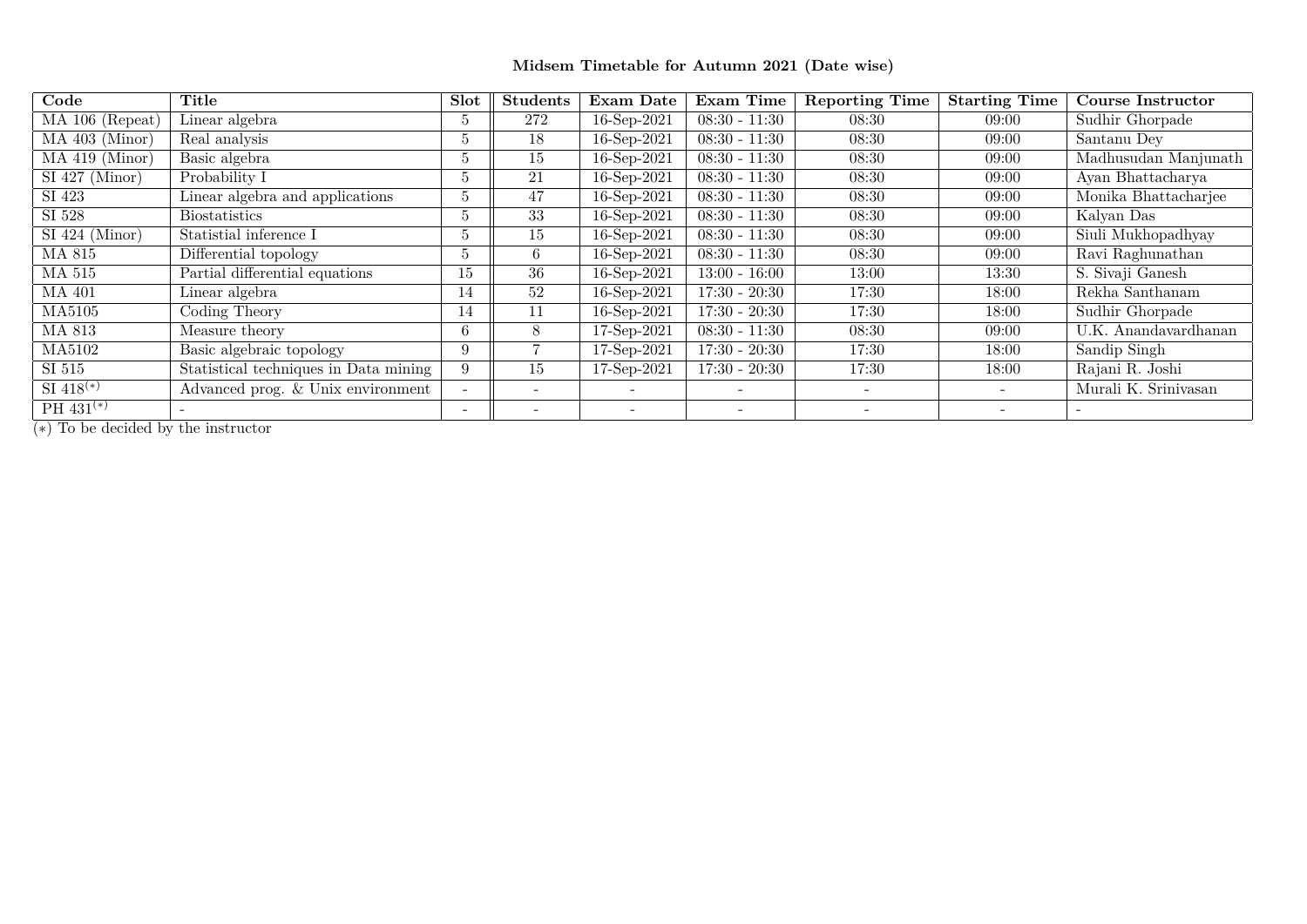**Midsem Timetable for Autumn 2021 (Date wise)**

| Code | Title | Slot | Students | Exam Date | Exam Time | Reporting Time | Starting Time | Course Instructor |
|---|---|---|---|---|---|---|---|---|
| MA 106 (Repeat) | Linear algebra | 5 | 272 | 16-Sep-2021 | 08:30 - 11:30 | 08:30 | 09:00 | Sudhir Ghorpade |
| MA 403 (Minor) | Real analysis | 5 | 18 | 16-Sep-2021 | 08:30 - 11:30 | 08:30 | 09:00 | Santanu Dey |
| MA 419 (Minor) | Basic algebra | 5 | 15 | 16-Sep-2021 | 08:30 - 11:30 | 08:30 | 09:00 | Madhusudan Manjunath |
| SI 427 (Minor) | Probability I | 5 | 21 | 16-Sep-2021 | 08:30 - 11:30 | 08:30 | 09:00 | Ayan Bhattacharya |
| SI 423 | Linear algebra and applications | 5 | 47 | 16-Sep-2021 | 08:30 - 11:30 | 08:30 | 09:00 | Monika Bhattacharjee |
| SI 528 | Biostatistics | 5 | 33 | 16-Sep-2021 | 08:30 - 11:30 | 08:30 | 09:00 | Kalyan Das |
| SI 424 (Minor) | Statistial inference I | 5 | 15 | 16-Sep-2021 | 08:30 - 11:30 | 08:30 | 09:00 | Siuli Mukhopadhyay |
| MA 815 | Differential topology | 5 | 6 | 16-Sep-2021 | 08:30 - 11:30 | 08:30 | 09:00 | Ravi Raghunathan |
| MA 515 | Partial differential equations | 15 | 36 | 16-Sep-2021 | 13:00 - 16:00 | 13:00 | 13:30 | S. Sivaji Ganesh |
| MA 401 | Linear algebra | 14 | 52 | 16-Sep-2021 | 17:30 - 20:30 | 17:30 | 18:00 | Rekha Santhanam |
| MA5105 | Coding Theory | 14 | 11 | 16-Sep-2021 | 17:30 - 20:30 | 17:30 | 18:00 | Sudhir Ghorpade |
| MA 813 | Measure theory | 6 | 8 | 17-Sep-2021 | 08:30 - 11:30 | 08:30 | 09:00 | U.K. Anandavardhanan |
| MA5102 | Basic algebraic topology | 9 | 7 | 17-Sep-2021 | 17:30 - 20:30 | 17:30 | 18:00 | Sandip Singh |
| SI 515 | Statistical techniques in Data mining | 9 | 15 | 17-Sep-2021 | 17:30 - 20:30 | 17:30 | 18:00 | Rajani R. Joshi |
| SI 418(*) | Advanced prog. & Unix environment | - | - | - | - | - | - | Murali K. Srinivasan |
| PH 431(*) | - | - | - | - | - | - | - | - |

(*) To be decided by the instructor